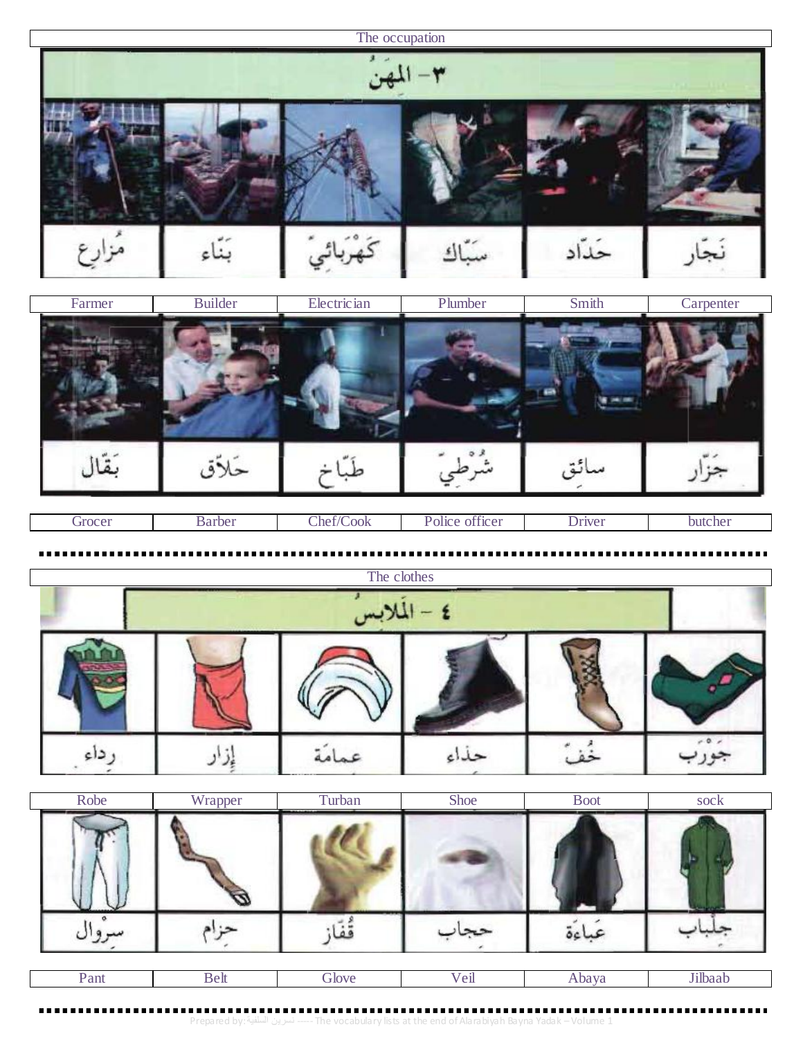## The occupation

### ٣ – المِهَنُ

| مُزارِع | بَنّاء | كَهْرَبائِيّ | سَبّاك | حَدّاد | نَجّار |
|---|---|---|---|---|---|
| Farmer | Builder | Electrician | Plumber | Smith | Carpenter |

| بَقّال | حَلّاق | طَبّاخ | شُرْطِيّ | سائِق | جَزّار |
|---|---|---|---|---|---|
| Grocer | Barber | Chef/Cook | Police officer | Driver | butcher |

## The clothes

### ٤ – المَلابِسُ

| رِداء | إِزار | عِمامَة | حِذاء | خُفّ | جَوْرَب |
|---|---|---|---|---|---|
| Robe | Wrapper | Turban | Shoe | Boot | sock |

| سِرْوال | حِزام | قُفّاز | حِجاب | عَباءَة | جِلْباب |
|---|---|---|---|---|---|
| Pant | Belt | Glove | Veil | Abaya | Jilbaab |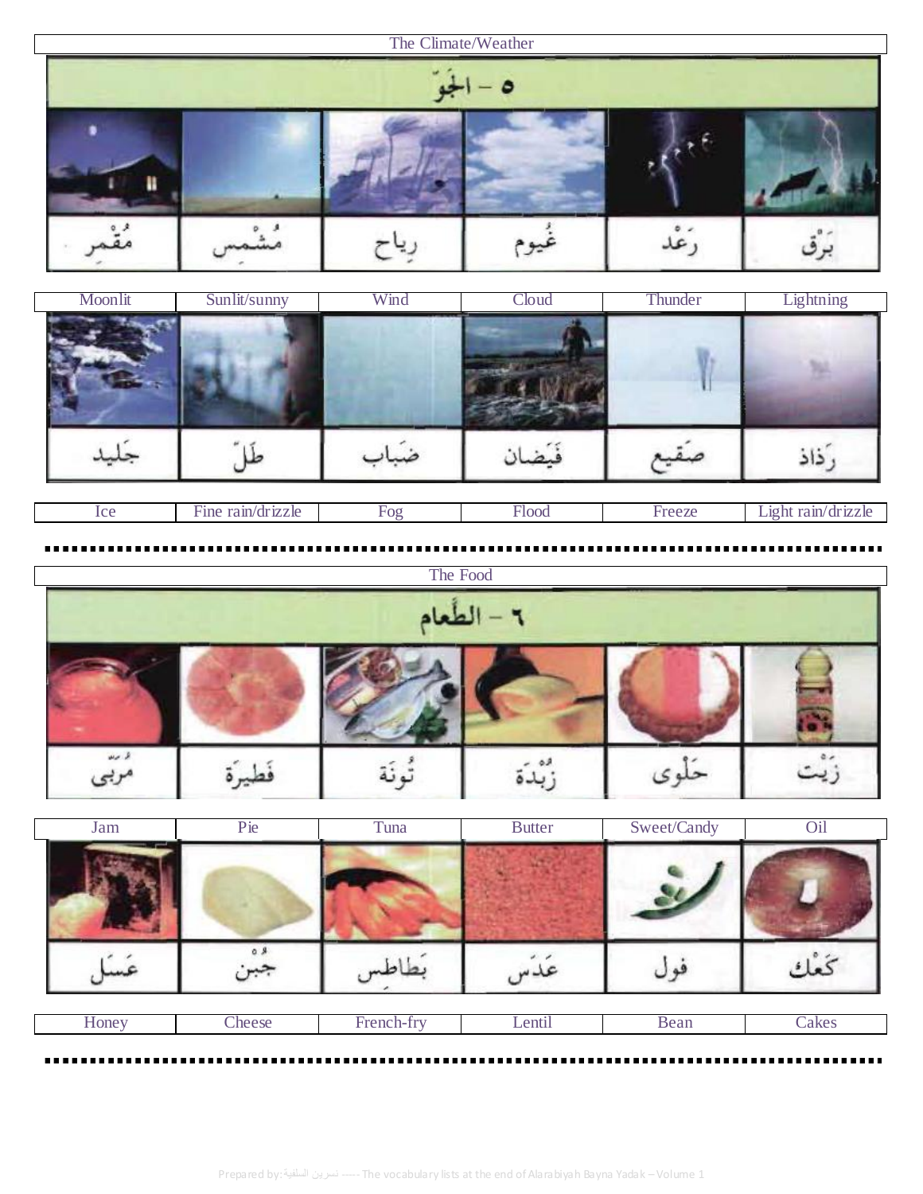| The Climate/Weather | | | | | |
|---|---|---|---|---|---|
| ٥ - الجَوّ | | | | | |
| مُقْمِر | مُشْمِس | رِياح | غُيوم | رَعْد | بَرْق |
| Moonlit | Sunlit/sunny | Wind | Cloud | Thunder | Lightning |
| جَليد | طَلّ | ضَباب | فَيَضان | صَقيع | رَذاذ |
| Ice | Fine rain/drizzle | Fog | Flood | Freeze | Light rain/drizzle |

| The Food | | | | | |
|---|---|---|---|---|---|
| ٦ - الطَّعام | | | | | |
| مُرَبّى | فَطيرَة | تُونَة | زُبْدَة | حَلْوى | زَيْت |
| Jam | Pie | Tuna | Butter | Sweet/Candy | Oil |
| عَسَل | جُبْن | بَطاطِس | عَدَس | فول | كَعْك |
| Honey | Cheese | French-fry | Lentil | Bean | Cakes |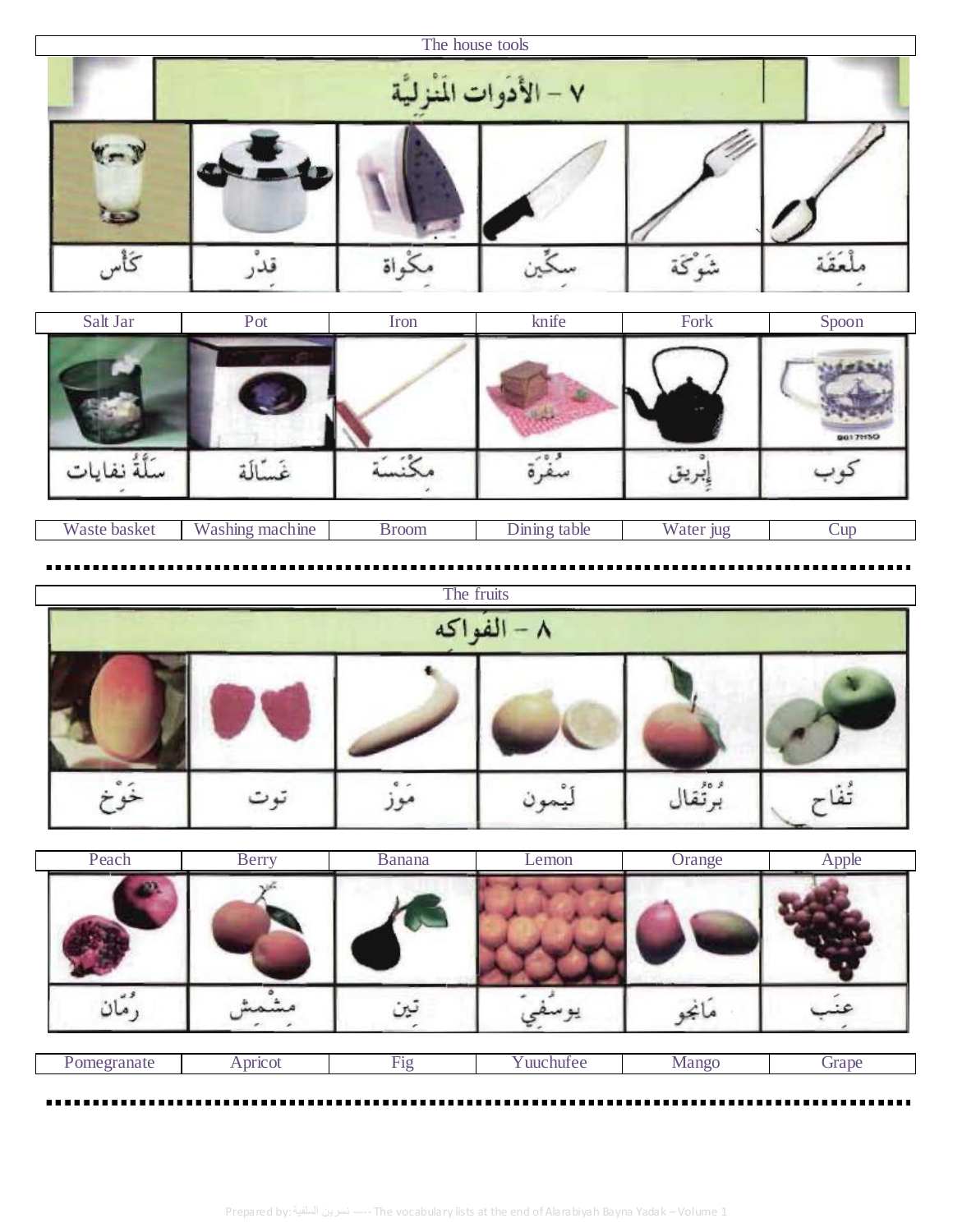The house tools

## ٧ – الأَدَوات المَنْزِلِيَّة

| كَأْس | قِدْر | مِكْواة | سِكِّين | شَوْكَة | مِلْعَقَة |
|---|---|---|---|---|---|
| Salt Jar | Pot | Iron | knife | Fork | Spoon |

| سَلَّةُ نفايات | غَسَّالَة | مِكْنَسَة | سُفْرَة | إِبْريق | كوب |
|---|---|---|---|---|---|
| Waste basket | Washing machine | Broom | Dining table | Water jug | Cup |

The fruits

## ٨ – الفَواكه

| خَوْخ | توت | مَوْز | لَيْمون | بُرْتُقال | تُفاح |
|---|---|---|---|---|---|
| Peach | Berry | Banana | Lemon | Orange | Apple |

| رُمّان | مِشْمِش | تين | يوسُفِيّ | مَانجو | عِنَب |
|---|---|---|---|---|---|
| Pomegranate | Apricot | Fig | Yuuchufee | Mango | Grape |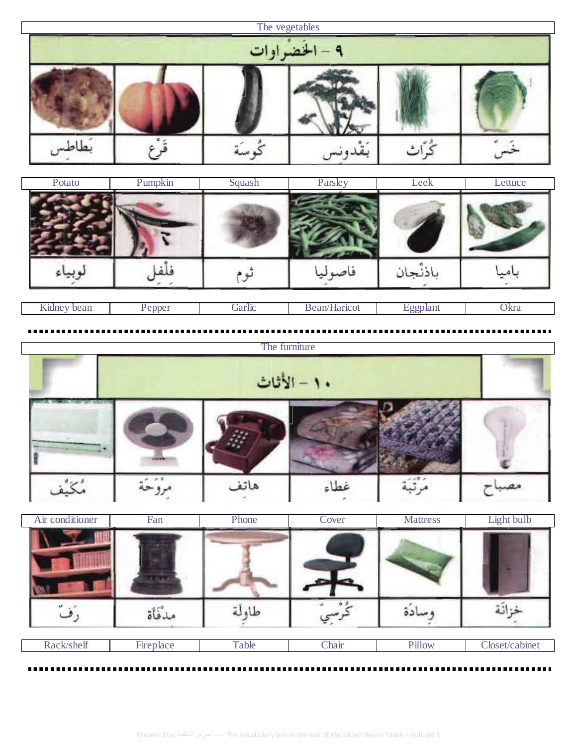## The vegetables

### ٩ - الخَضْراوات

| بَطاطِس | قَرْع | كُوسَة | بَقْدونس | كُرّاث | خَسّ |
|---|---|---|---|---|---|
| Potato | Pumpkin | Squash | Parsley | Leek | Lettuce |
| لوبِياء | فِلْفِل | ثوم | فاصولِيا | باذِنْجان | بامِيا |
| Kidney bean | Pepper | Garlic | Bean/Haricot | Eggplant | Okra |

---

## The furniture

### ١٠ - الأَثاث

| مُكَيِّف | مِرْوَحَة | هاتِف | غِطاء | مَرْتَبَة | مصباح |
|---|---|---|---|---|---|
| Air conditioner | Fan | Phone | Cover | Mattress | Light bulb |
| رَفّ | مِدْفَأة | طاوِلَة | كُرْسِيّ | وِسادَة | خِزانَة |
| Rack/shelf | Fireplace | Table | Chair | Pillow | Closet/cabinet |

---

Prepared by: نسرين السلفية ----- The vocabulary lists at the end of Alarabiyah Bayna Yadak – Volume 1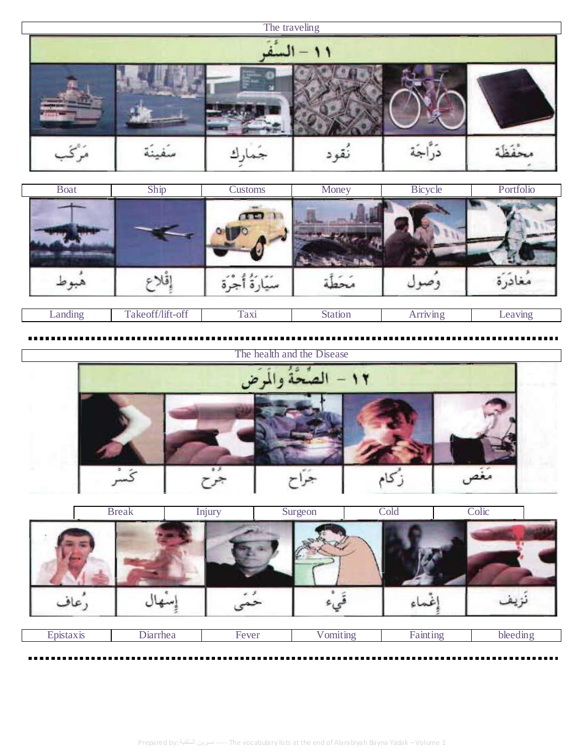The traveling

## ١١ – السَّفَر

| مِحْفَظَة | دَرَّاجَة | نُقود | جَمارِك | سَفينَة | مَرْكَب |
|---|---|---|---|---|---|
| Portfolio | Bicycle | Money | Customs | Ship | Boat |

| مُغادَرَة | وُصول | مَحَطَّة | سَيَّارَةُ أُجْرَة | إِقْلاع | هُبوط |
|---|---|---|---|---|---|
| Leaving | Arriving | Station | Taxi | Takeoff/lift-off | Landing |

The health and the Disease

## ١٢ – الصِّحَّةُ والمَرَض

| مَغَص | زُكام | جَرّاح | جُرْح | كَسْر |
|---|---|---|---|---|
| Colic | Cold | Surgeon | Injury | Break |

| نَزيف | إِغْماء | قَيْء | حُمَّى | إِسْهال | رُعاف |
|---|---|---|---|---|---|
| bleeding | Fainting | Vomiting | Fever | Diarrhea | Epistaxis |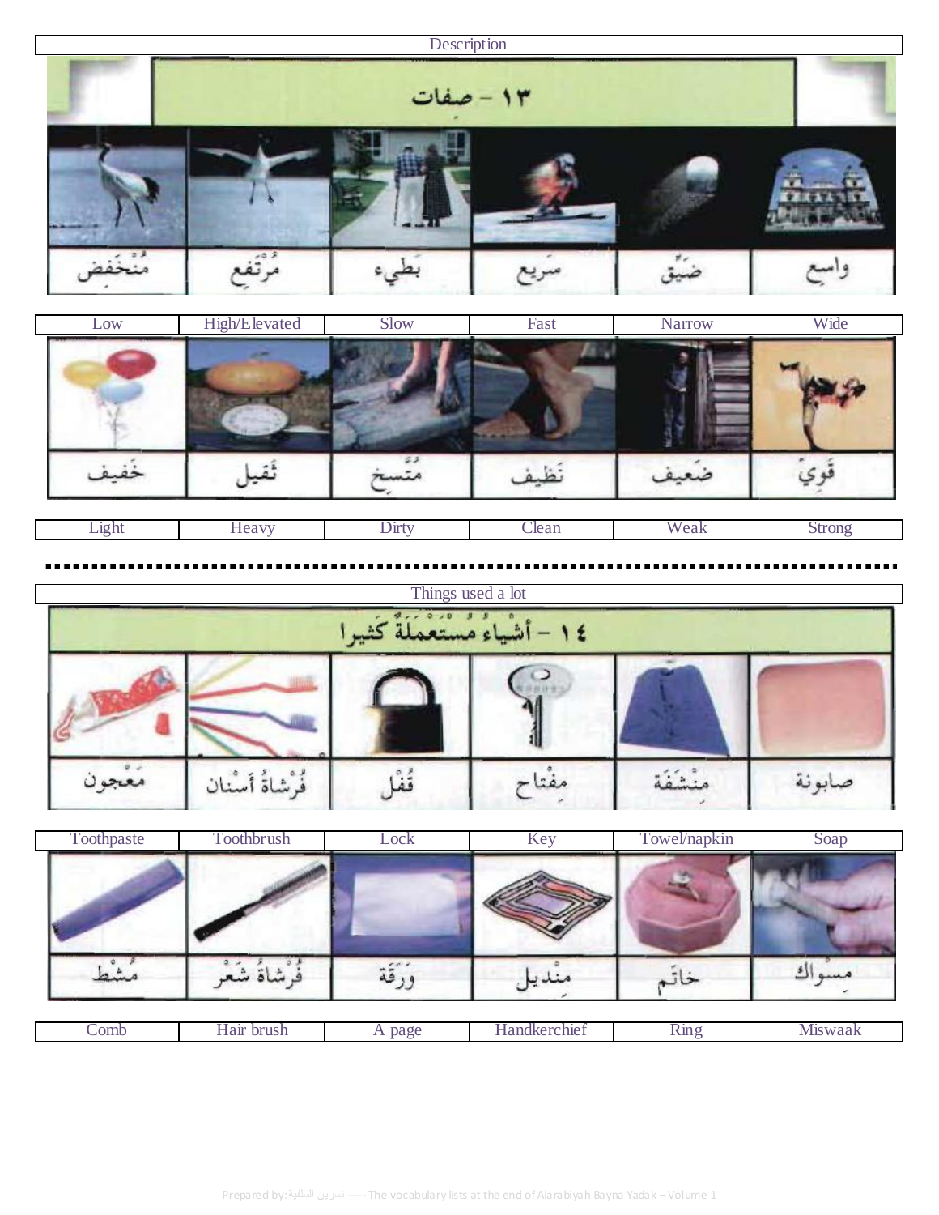Description

## ١٣ - صفات

| | | | | | |
|---|---|---|---|---|---|
| مُنْخَفِض | مُرْتَفِع | بَطِيء | سَرِيع | ضَيِّق | واسِع |
| Low | High/Elevated | Slow | Fast | Narrow | Wide |
| خَفِيف | ثَقِيل | مُتَّسِخ | نَظِيف | ضَعِيف | قَوِيّ |
| Light | Heavy | Dirty | Clean | Weak | Strong |

Things used a lot

## ١٤ - أشْياءُ مُسْتَعْمَلَةٌ كَثيرا

| | | | | | |
|---|---|---|---|---|---|
| مَعْجون | فُرْشاةُ أَسْنان | قُفْل | مِفْتاح | مِنْشَفَة | صابونة |
| Toothpaste | Toothbrush | Lock | Key | Towel/napkin | Soap |
| مُشْط | فُرْشاةُ شَعْر | وَرَقَة | مِنْديل | خاتَم | مِسْواك |
| Comb | Hair brush | A page | Handkerchief | Ring | Miswaak |

Prepared by: نسرين السلفية ----- The vocabulary lists at the end of Alarabiyah Bayna Yadak – Volume 1